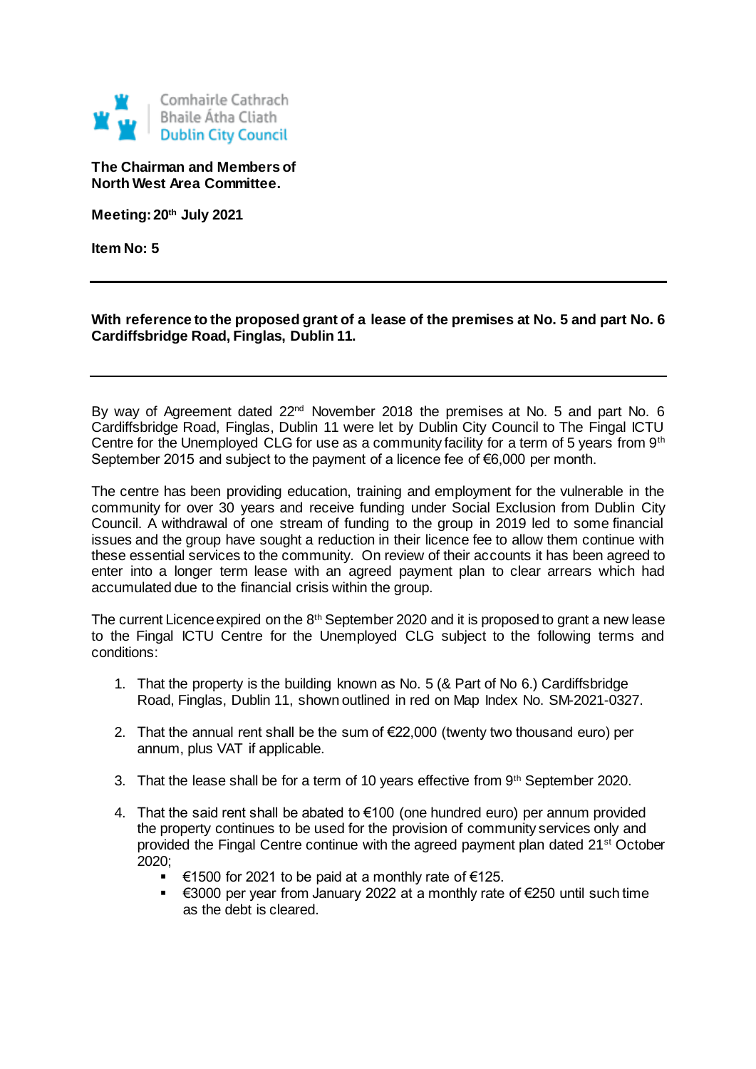Comhairle Cathrach
Bhaile Átha Cliath
Dublin City Council

**The Chairman and Members of North West Area Committee.**

**Meeting: 20th July 2021**

**Item No: 5**

---

**With reference to the proposed grant of a lease of the premises at No. 5 and part No. 6 Cardiffsbridge Road, Finglas, Dublin 11.**

---

By way of Agreement dated 22nd November 2018 the premises at No. 5 and part No. 6 Cardiffsbridge Road, Finglas, Dublin 11 were let by Dublin City Council to The Fingal ICTU Centre for the Unemployed CLG for use as a community facility for a term of 5 years from 9th September 2015 and subject to the payment of a licence fee of €6,000 per month.

The centre has been providing education, training and employment for the vulnerable in the community for over 30 years and receive funding under Social Exclusion from Dublin City Council. A withdrawal of one stream of funding to the group in 2019 led to some financial issues and the group have sought a reduction in their licence fee to allow them continue with these essential services to the community. On review of their accounts it has been agreed to enter into a longer term lease with an agreed payment plan to clear arrears which had accumulated due to the financial crisis within the group.

The current Licence expired on the 8th September 2020 and it is proposed to grant a new lease to the Fingal ICTU Centre for the Unemployed CLG subject to the following terms and conditions:

1. That the property is the building known as No. 5 (& Part of No 6.) Cardiffsbridge Road, Finglas, Dublin 11, shown outlined in red on Map Index No. SM-2021-0327.

2. That the annual rent shall be the sum of €22,000 (twenty two thousand euro) per annum, plus VAT if applicable.

3. That the lease shall be for a term of 10 years effective from 9th September 2020.

4. That the said rent shall be abated to €100 (one hundred euro) per annum provided the property continues to be used for the provision of community services only and provided the Fingal Centre continue with the agreed payment plan dated 21st October 2020;
   - €1500 for 2021 to be paid at a monthly rate of €125.
   - €3000 per year from January 2022 at a monthly rate of €250 until such time as the debt is cleared.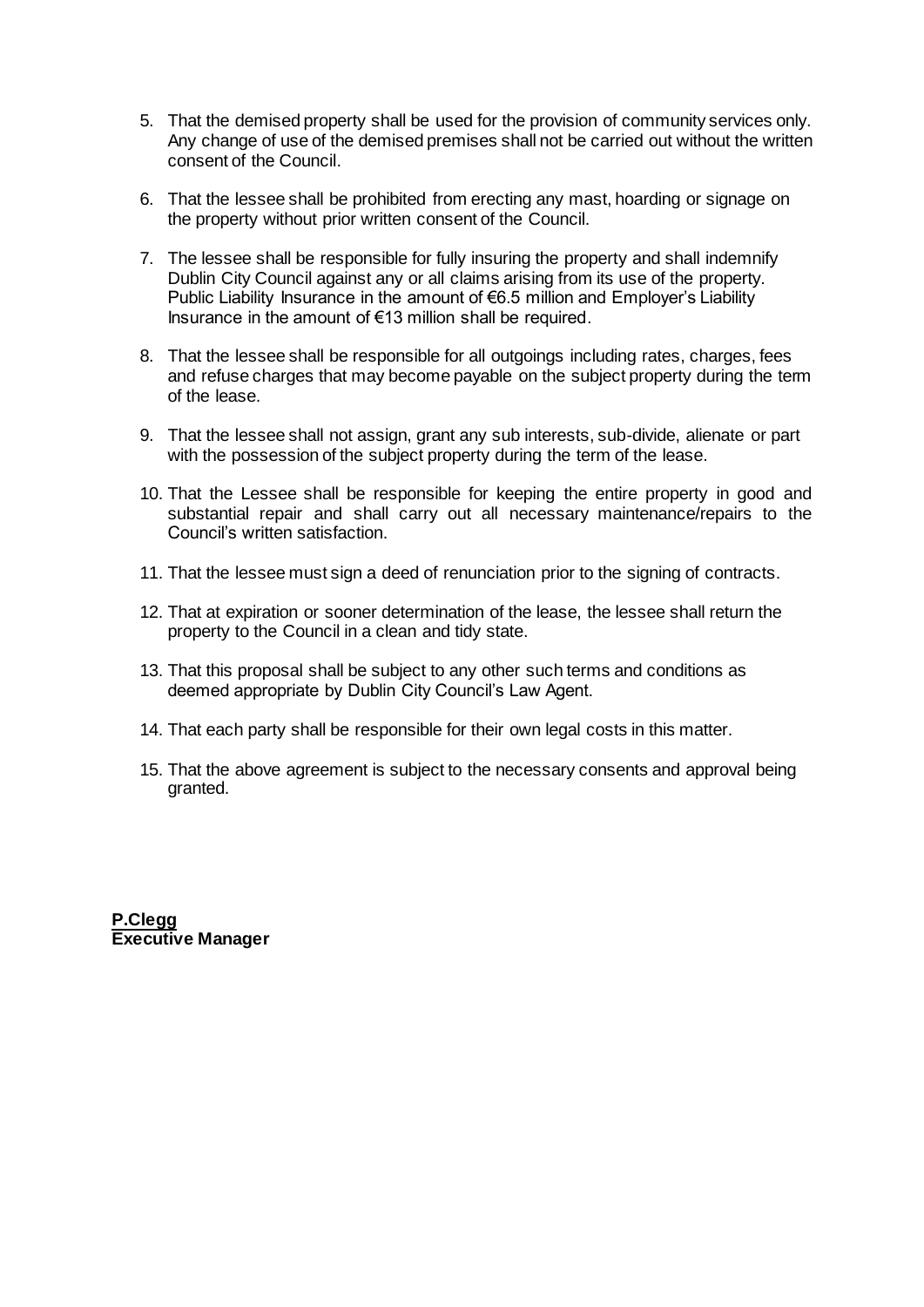5. That the demised property shall be used for the provision of community services only. Any change of use of the demised premises shall not be carried out without the written consent of the Council.

6. That the lessee shall be prohibited from erecting any mast, hoarding or signage on the property without prior written consent of the Council.

7. The lessee shall be responsible for fully insuring the property and shall indemnify Dublin City Council against any or all claims arising from its use of the property. Public Liability Insurance in the amount of €6.5 million and Employer's Liability Insurance in the amount of €13 million shall be required.

8. That the lessee shall be responsible for all outgoings including rates, charges, fees and refuse charges that may become payable on the subject property during the term of the lease.

9. That the lessee shall not assign, grant any sub interests, sub-divide, alienate or part with the possession of the subject property during the term of the lease.

10. That the Lessee shall be responsible for keeping the entire property in good and substantial repair and shall carry out all necessary maintenance/repairs to the Council's written satisfaction.

11. That the lessee must sign a deed of renunciation prior to the signing of contracts.

12. That at expiration or sooner determination of the lease, the lessee shall return the property to the Council in a clean and tidy state.

13. That this proposal shall be subject to any other such terms and conditions as deemed appropriate by Dublin City Council's Law Agent.

14. That each party shall be responsible for their own legal costs in this matter.

15. That the above agreement is subject to the necessary consents and approval being granted.

**P.Clegg**
**Executive Manager**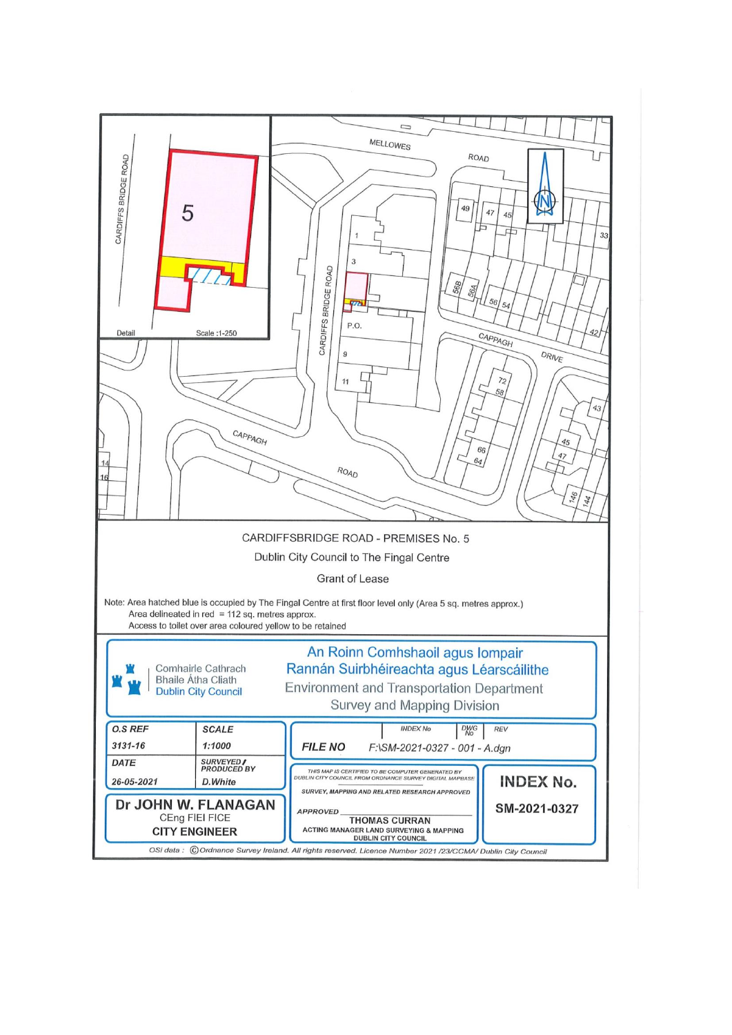CARDIFFSBRIDGE ROAD - PREMISES No. 5

Dublin City Council to The Fingal Centre

Grant of Lease

Note: Area hatched blue is occupied by The Fingal Centre at first floor level only (Area 5 sq. metres approx.)
Area delineated in red = 112 sq. metres approx.
Access to toilet over area coloured yellow to be retained

Comhairle Cathrach Bhaile Átha Cliath
Dublin City Council

An Roinn Comhshaoil agus Iompair
Rannán Suirbhéireachta agus Léarscáilithe
Environment and Transportation Department
Survey and Mapping Division

| O.S REF | SCALE |
|---|---|
| 3131-16 | 1:1000 |
| DATE | SURVEYED / PRODUCED BY |
| 26-05-2021 | D.White |

FILE NO F:\SM-2021-0327 - 001 - A.dgn

INDEX No | DWG No | REV

**Dr JOHN W. FLANAGAN**
CEng FIEI FICE
**CITY ENGINEER**

THIS MAP IS CERTIFIED TO BE COMPUTER GENERATED BY DUBLIN CITY COUNCIL FROM ORDNANCE SURVEY DIGITAL MAPBASE

SURVEY, MAPPING AND RELATED RESEARCH APPROVED

APPROVED
THOMAS CURRAN
ACTING MANAGER LAND SURVEYING & MAPPING
DUBLIN CITY COUNCIL

**INDEX No.**
**SM-2021-0327**

OSi data : © Ordnance Survey Ireland. All rights reserved. Licence Number 2021 /23/CCMA/ Dublin City Council